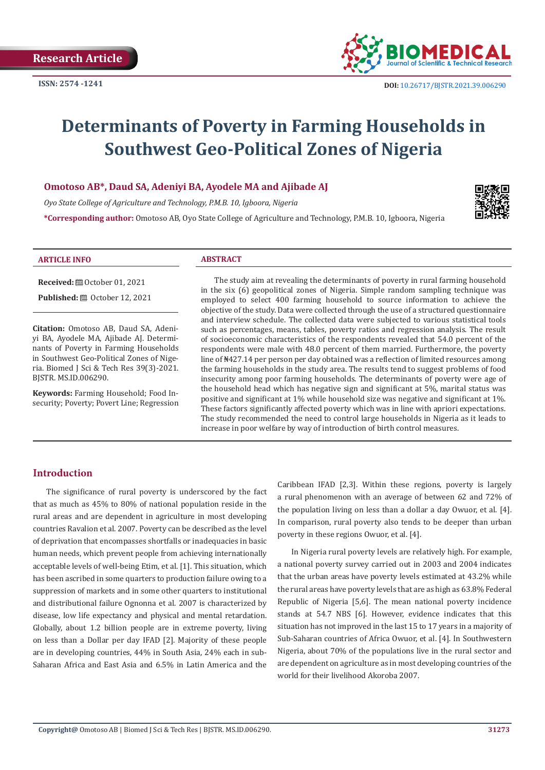Research Article

ISSN: 2574 -1241

DOI: 10.26717/BJSTR.2021.39.006290

# Determinants of Poverty in Farming Households in Southwest Geo-Political Zones of Nigeria

**Omotoso AB*, Daud SA, Adeniyi BA, Ayodele MA and Ajibade AJ**

*Oyo State College of Agriculture and Technology, P.M.B. 10, Igboora, Nigeria*

***Corresponding author:** Omotoso AB, Oyo State College of Agriculture and Technology, P.M.B. 10, Igboora, Nigeria

**ARTICLE INFO**

**Received:** October 01, 2021

**Published:** October 12, 2021

**Citation:** Omotoso AB, Daud SA, Adeniyi BA, Ayodele MA, Ajibade AJ. Determinants of Poverty in Farming Households in Southwest Geo-Political Zones of Nigeria. Biomed J Sci & Tech Res 39(3)-2021. BJSTR. MS.ID.006290.

**Keywords:** Farming Household; Food Insecurity; Poverty; Povert Line; Regression

**ABSTRACT**

The study aim at revealing the determinants of poverty in rural farming household in the six (6) geopolitical zones of Nigeria. Simple random sampling technique was employed to select 400 farming household to source information to achieve the objective of the study. Data were collected through the use of a structured questionnaire and interview schedule. The collected data were subjected to various statistical tools such as percentages, means, tables, poverty ratios and regression analysis. The result of socioeconomic characteristics of the respondents revealed that 54.0 percent of the respondents were male with 48.0 percent of them married. Furthermore, the poverty line of ₦427.14 per person per day obtained was a reflection of limited resources among the farming households in the study area. The results tend to suggest problems of food insecurity among poor farming households. The determinants of poverty were age of the household head which has negative sign and significant at 5%, marital status was positive and significant at 1% while household size was negative and significant at 1%. These factors significantly affected poverty which was in line with apriori expectations. The study recommended the need to control large households in Nigeria as it leads to increase in poor welfare by way of introduction of birth control measures.

## Introduction

The significance of rural poverty is underscored by the fact that as much as 45% to 80% of national population reside in the rural areas and are dependent in agriculture in most developing countries Ravalion et al. 2007. Poverty can be described as the level of deprivation that encompasses shortfalls or inadequacies in basic human needs, which prevent people from achieving internationally acceptable levels of well-being Etim, et al. [1]. This situation, which has been ascribed in some quarters to production failure owing to a suppression of markets and in some other quarters to institutional and distributional failure Ognonna et al. 2007 is characterized by disease, low life expectancy and physical and mental retardation. Globally, about 1.2 billion people are in extreme poverty, living on less than a Dollar per day IFAD [2]. Majority of these people are in developing countries, 44% in South Asia, 24% each in sub-Saharan Africa and East Asia and 6.5% in Latin America and the Caribbean IFAD [2,3]. Within these regions, poverty is largely a rural phenomenon with an average of between 62 and 72% of the population living on less than a dollar a day Owuor, et al. [4]. In comparison, rural poverty also tends to be deeper than urban poverty in these regions Owuor, et al. [4].

In Nigeria rural poverty levels are relatively high. For example, a national poverty survey carried out in 2003 and 2004 indicates that the urban areas have poverty levels estimated at 43.2% while the rural areas have poverty levels that are as high as 63.8% Federal Republic of Nigeria [5,6]. The mean national poverty incidence stands at 54.7 NBS [6]. However, evidence indicates that this situation has not improved in the last 15 to 17 years in a majority of Sub-Saharan countries of Africa Owuor, et al. [4]. In Southwestern Nigeria, about 70% of the populations live in the rural sector and are dependent on agriculture as in most developing countries of the world for their livelihood Akoroba 2007.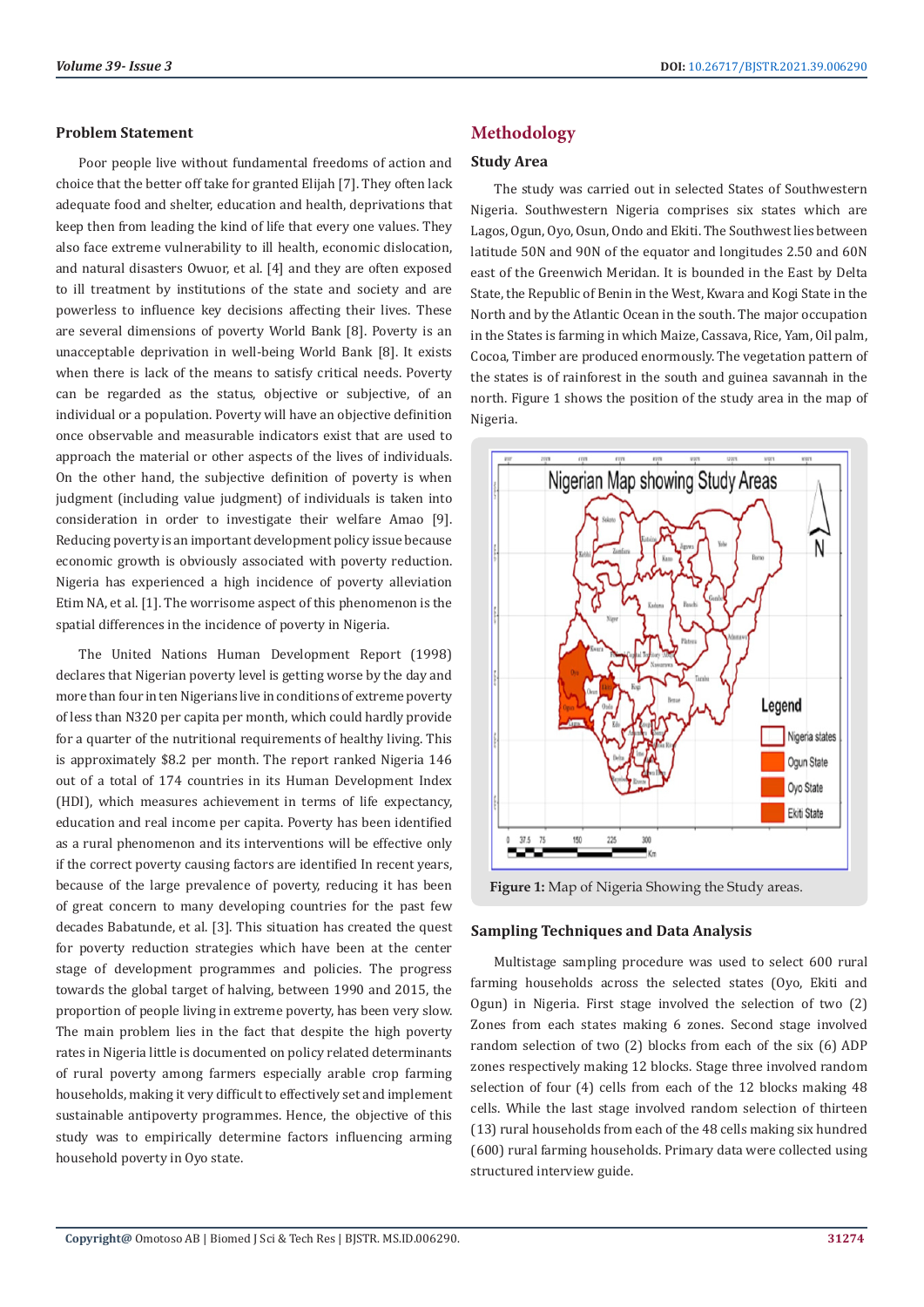### Problem Statement

Poor people live without fundamental freedoms of action and choice that the better off take for granted Elijah [7]. They often lack adequate food and shelter, education and health, deprivations that keep then from leading the kind of life that every one values. They also face extreme vulnerability to ill health, economic dislocation, and natural disasters Owuor, et al. [4] and they are often exposed to ill treatment by institutions of the state and society and are powerless to influence key decisions affecting their lives. These are several dimensions of poverty World Bank [8]. Poverty is an unacceptable deprivation in well-being World Bank [8]. It exists when there is lack of the means to satisfy critical needs. Poverty can be regarded as the status, objective or subjective, of an individual or a population. Poverty will have an objective definition once observable and measurable indicators exist that are used to approach the material or other aspects of the lives of individuals. On the other hand, the subjective definition of poverty is when judgment (including value judgment) of individuals is taken into consideration in order to investigate their welfare Amao [9]. Reducing poverty is an important development policy issue because economic growth is obviously associated with poverty reduction. Nigeria has experienced a high incidence of poverty alleviation Etim NA, et al. [1]. The worrisome aspect of this phenomenon is the spatial differences in the incidence of poverty in Nigeria.

The United Nations Human Development Report (1998) declares that Nigerian poverty level is getting worse by the day and more than four in ten Nigerians live in conditions of extreme poverty of less than N320 per capita per month, which could hardly provide for a quarter of the nutritional requirements of healthy living. This is approximately $8.2 per month. The report ranked Nigeria 146 out of a total of 174 countries in its Human Development Index (HDI), which measures achievement in terms of life expectancy, education and real income per capita. Poverty has been identified as a rural phenomenon and its interventions will be effective only if the correct poverty causing factors are identified In recent years, because of the large prevalence of poverty, reducing it has been of great concern to many developing countries for the past few decades Babatunde, et al. [3]. This situation has created the quest for poverty reduction strategies which have been at the center stage of development programmes and policies. The progress towards the global target of halving, between 1990 and 2015, the proportion of people living in extreme poverty, has been very slow. The main problem lies in the fact that despite the high poverty rates in Nigeria little is documented on policy related determinants of rural poverty among farmers especially arable crop farming households, making it very difficult to effectively set and implement sustainable antipoverty programmes. Hence, the objective of this study was to empirically determine factors influencing arming household poverty in Oyo state.

## Methodology

### Study Area

The study was carried out in selected States of Southwestern Nigeria. Southwestern Nigeria comprises six states which are Lagos, Ogun, Oyo, Osun, Ondo and Ekiti. The Southwest lies between latitude 5ON and 9ON of the equator and longitudes 2.5O and 6ON east of the Greenwich Meridan. It is bounded in the East by Delta State, the Republic of Benin in the West, Kwara and Kogi State in the North and by the Atlantic Ocean in the south. The major occupation in the States is farming in which Maize, Cassava, Rice, Yam, Oil palm, Cocoa, Timber are produced enormously. The vegetation pattern of the states is of rainforest in the south and guinea savannah in the north. Figure 1 shows the position of the study area in the map of Nigeria.

**Figure 1:** Map of Nigeria Showing the Study areas.

### Sampling Techniques and Data Analysis

Multistage sampling procedure was used to select 600 rural farming households across the selected states (Oyo, Ekiti and Ogun) in Nigeria. First stage involved the selection of two (2) Zones from each states making 6 zones. Second stage involved random selection of two (2) blocks from each of the six (6) ADP zones respectively making 12 blocks. Stage three involved random selection of four (4) cells from each of the 12 blocks making 48 cells. While the last stage involved random selection of thirteen (13) rural households from each of the 48 cells making six hundred (600) rural farming households. Primary data were collected using structured interview guide.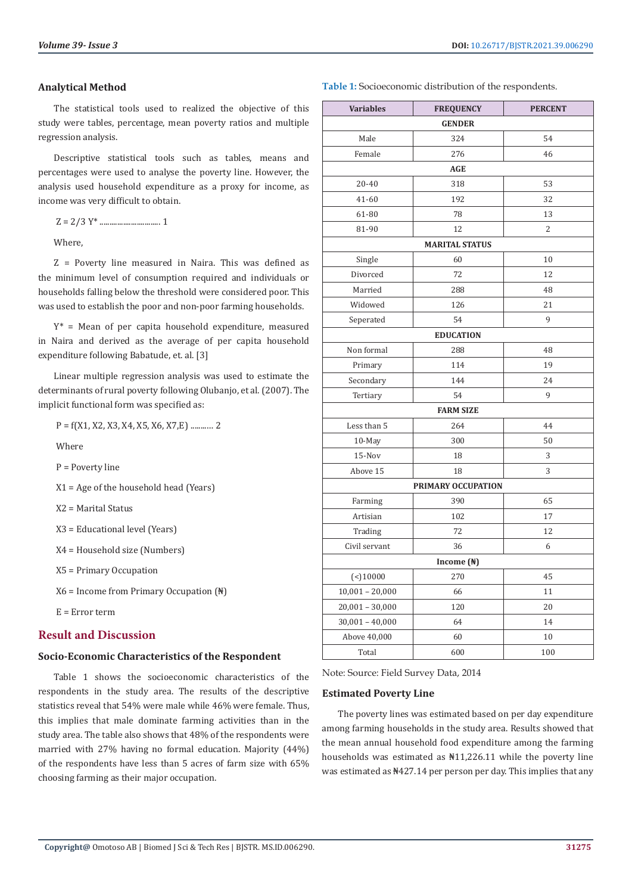## Analytical Method

The statistical tools used to realized the objective of this study were tables, percentage, mean poverty ratios and multiple regression analysis.

Descriptive statistical tools such as tables, means and percentages were used to analyse the poverty line. However, the analysis used household expenditure as a proxy for income, as income was very difficult to obtain.

$Z = 2/3\ Y^*$ ................................ 1

Where,

Z = Poverty line measured in Naira. This was defined as the minimum level of consumption required and individuals or households falling below the threshold were considered poor. This was used to establish the poor and non-poor farming households.

$Y^*$ = Mean of per capita household expenditure, measured in Naira and derived as the average of per capita household expenditure following Babatude, et. al. [3]

Linear multiple regression analysis was used to estimate the determinants of rural poverty following Olubanjo, et al. (2007). The implicit functional form was specified as:

$P = f(X1, X2, X3, X4, X5, X6, X7, E)$ ........... 2

Where

P = Poverty line

X1 = Age of the household head (Years)

X2 = Marital Status

X3 = Educational level (Years)

X4 = Household size (Numbers)

X5 = Primary Occupation

X6 = Income from Primary Occupation (₦)

E = Error term

## Result and Discussion

### Socio-Economic Characteristics of the Respondent

Table 1 shows the socioeconomic characteristics of the respondents in the study area. The results of the descriptive statistics reveal that 54% were male while 46% were female. Thus, this implies that male dominate farming activities than in the study area. The table also shows that 48% of the respondents were married with 27% having no formal education. Majority (44%) of the respondents have less than 5 acres of farm size with 65% choosing farming as their major occupation.

**Table 1:** Socioeconomic distribution of the respondents.

| Variables | FREQUENCY | PERCENT |
|---|---|---|
| **GENDER** | | |
| Male | 324 | 54 |
| Female | 276 | 46 |
| **AGE** | | |
| 20-40 | 318 | 53 |
| 41-60 | 192 | 32 |
| 61-80 | 78 | 13 |
| 81-90 | 12 | 2 |
| **MARITAL STATUS** | | |
| Single | 60 | 10 |
| Divorced | 72 | 12 |
| Married | 288 | 48 |
| Widowed | 126 | 21 |
| Seperated | 54 | 9 |
| **EDUCATION** | | |
| Non formal | 288 | 48 |
| Primary | 114 | 19 |
| Secondary | 144 | 24 |
| Tertiary | 54 | 9 |
| **FARM SIZE** | | |
| Less than 5 | 264 | 44 |
| 10-May | 300 | 50 |
| 15-Nov | 18 | 3 |
| Above 15 | 18 | 3 |
| **PRIMARY OCCUPATION** | | |
| Farming | 390 | 65 |
| Artisian | 102 | 17 |
| Trading | 72 | 12 |
| Civil servant | 36 | 6 |
| **Income (₦)** | | |
| (<)10000 | 270 | 45 |
| 10,001 – 20,000 | 66 | 11 |
| 20,001 – 30,000 | 120 | 20 |
| 30,001 – 40,000 | 64 | 14 |
| Above 40,000 | 60 | 10 |
| Total | 600 | 100 |

Note: Source: Field Survey Data, 2014

### Estimated Poverty Line

The poverty lines was estimated based on per day expenditure among farming households in the study area. Results showed that the mean annual household food expenditure among the farming households was estimated as ₦11,226.11 while the poverty line was estimated as ₦427.14 per person per day. This implies that any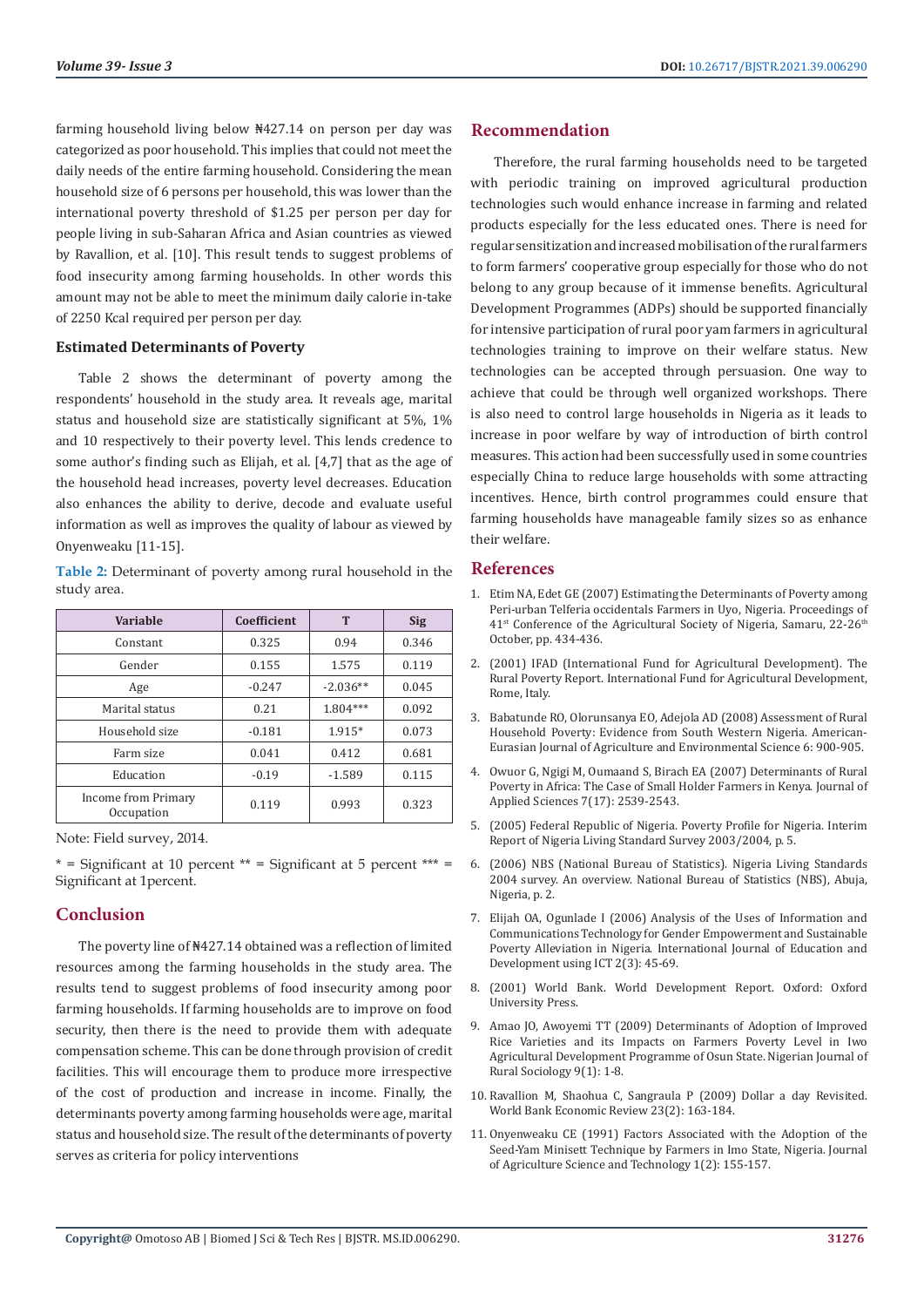farming household living below ₦427.14 on person per day was categorized as poor household. This implies that could not meet the daily needs of the entire farming household. Considering the mean household size of 6 persons per household, this was lower than the international poverty threshold of $1.25 per person per day for people living in sub-Saharan Africa and Asian countries as viewed by Ravallion, et al. [10]. This result tends to suggest problems of food insecurity among farming households. In other words this amount may not be able to meet the minimum daily calorie in-take of 2250 Kcal required per person per day.

### Estimated Determinants of Poverty

Table 2 shows the determinant of poverty among the respondents' household in the study area. It reveals age, marital status and household size are statistically significant at 5%, 1% and 10 respectively to their poverty level. This lends credence to some author's finding such as Elijah, et al. [4,7] that as the age of the household head increases, poverty level decreases. Education also enhances the ability to derive, decode and evaluate useful information as well as improves the quality of labour as viewed by Onyenweaku [11-15].

**Table 2:** Determinant of poverty among rural household in the study area.

| Variable | Coefficient | T | Sig |
|---|---|---|---|
| Constant | 0.325 | 0.94 | 0.346 |
| Gender | 0.155 | 1.575 | 0.119 |
| Age | -0.247 | -2.036** | 0.045 |
| Marital status | 0.21 | 1.804*** | 0.092 |
| Household size | -0.181 | 1.915* | 0.073 |
| Farm size | 0.041 | 0.412 | 0.681 |
| Education | -0.19 | -1.589 | 0.115 |
| Income from Primary Occupation | 0.119 | 0.993 | 0.323 |

Note: Field survey, 2014.

* = Significant at 10 percent ** = Significant at 5 percent *** = Significant at 1percent.

## Conclusion

The poverty line of ₦427.14 obtained was a reflection of limited resources among the farming households in the study area. The results tend to suggest problems of food insecurity among poor farming households. If farming households are to improve on food security, then there is the need to provide them with adequate compensation scheme. This can be done through provision of credit facilities. This will encourage them to produce more irrespective of the cost of production and increase in income. Finally, the determinants poverty among farming households were age, marital status and household size. The result of the determinants of poverty serves as criteria for policy interventions

## Recommendation

Therefore, the rural farming households need to be targeted with periodic training on improved agricultural production technologies such would enhance increase in farming and related products especially for the less educated ones. There is need for regular sensitization and increased mobilisation of the rural farmers to form farmers' cooperative group especially for those who do not belong to any group because of it immense benefits. Agricultural Development Programmes (ADPs) should be supported financially for intensive participation of rural poor yam farmers in agricultural technologies training to improve on their welfare status. New technologies can be accepted through persuasion. One way to achieve that could be through well organized workshops. There is also need to control large households in Nigeria as it leads to increase in poor welfare by way of introduction of birth control measures. This action had been successfully used in some countries especially China to reduce large households with some attracting incentives. Hence, birth control programmes could ensure that farming households have manageable family sizes so as enhance their welfare.

## References

1. Etim NA, Edet GE (2007) Estimating the Determinants of Poverty among Peri-urban Telferia occidentals Farmers in Uyo, Nigeria. Proceedings of 41st Conference of the Agricultural Society of Nigeria, Samaru, 22-26th October, pp. 434-436.
2. (2001) IFAD (International Fund for Agricultural Development). The Rural Poverty Report. International Fund for Agricultural Development, Rome, Italy.
3. Babatunde RO, Olorunsanya EO, Adejola AD (2008) Assessment of Rural Household Poverty: Evidence from South Western Nigeria. American-Eurasian Journal of Agriculture and Environmental Science 6: 900-905.
4. Owuor G, Ngigi M, Oumaand S, Birach EA (2007) Determinants of Rural Poverty in Africa: The Case of Small Holder Farmers in Kenya. Journal of Applied Sciences 7(17): 2539-2543.
5. (2005) Federal Republic of Nigeria. Poverty Profile for Nigeria. Interim Report of Nigeria Living Standard Survey 2003/2004, p. 5.
6. (2006) NBS (National Bureau of Statistics). Nigeria Living Standards 2004 survey. An overview. National Bureau of Statistics (NBS), Abuja, Nigeria, p. 2.
7. Elijah OA, Ogunlade I (2006) Analysis of the Uses of Information and Communications Technology for Gender Empowerment and Sustainable Poverty Alleviation in Nigeria. International Journal of Education and Development using ICT 2(3): 45-69.
8. (2001) World Bank. World Development Report. Oxford: Oxford University Press.
9. Amao JO, Awoyemi TT (2009) Determinants of Adoption of Improved Rice Varieties and its Impacts on Farmers Poverty Level in Iwo Agricultural Development Programme of Osun State. Nigerian Journal of Rural Sociology 9(1): 1-8.
10. Ravallion M, Shaohua C, Sangraula P (2009) Dollar a day Revisited. World Bank Economic Review 23(2): 163-184.
11. Onyenweaku CE (1991) Factors Associated with the Adoption of the Seed-Yam Minisett Technique by Farmers in Imo State, Nigeria. Journal of Agriculture Science and Technology 1(2): 155-157.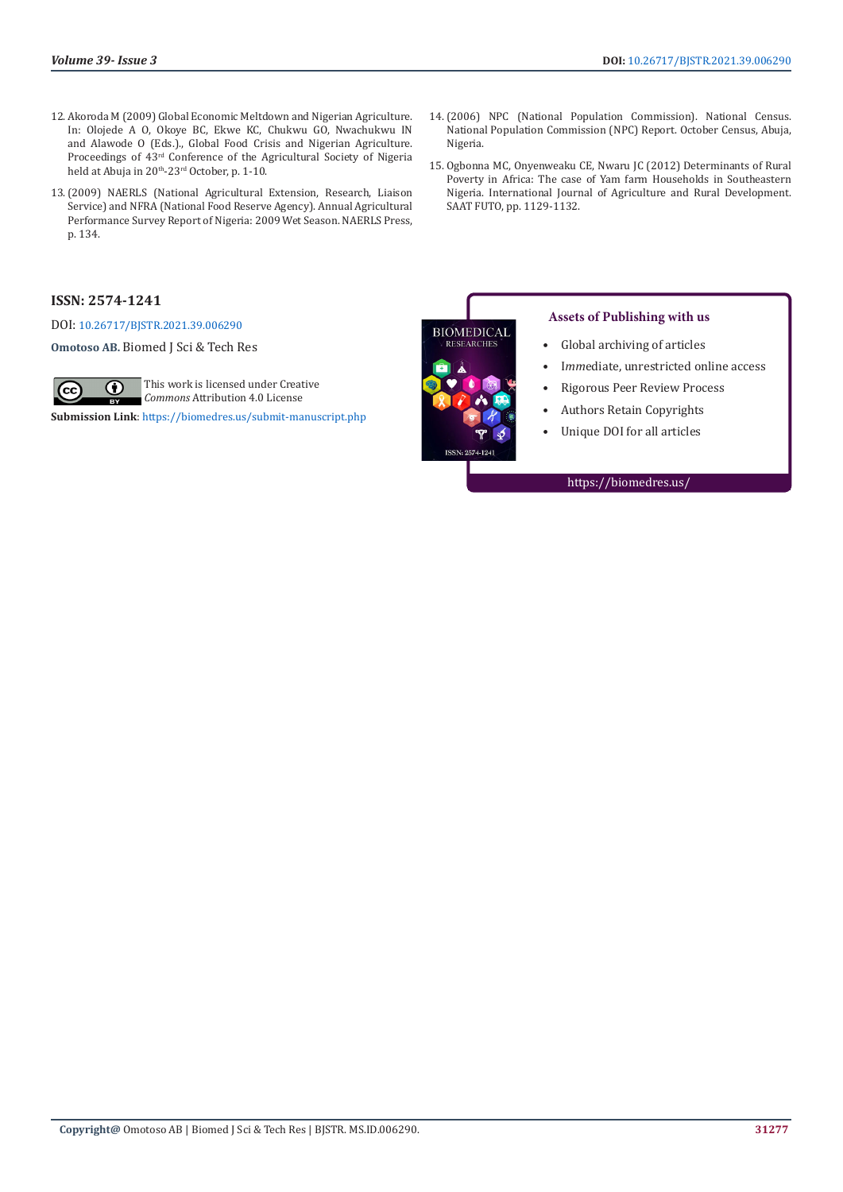12. Akoroda M (2009) Global Economic Meltdown and Nigerian Agriculture. In: Olojede A O, Okoye BC, Ekwe KC, Chukwu GO, Nwachukwu IN and Alawode O (Eds.)., Global Food Crisis and Nigerian Agriculture. Proceedings of 43rd Conference of the Agricultural Society of Nigeria held at Abuja in 20th-23rd October, p. 1-10.

13. (2009) NAERLS (National Agricultural Extension, Research, Liaison Service) and NFRA (National Food Reserve Agency). Annual Agricultural Performance Survey Report of Nigeria: 2009 Wet Season. NAERLS Press, p. 134.

14. (2006) NPC (National Population Commission). National Census. National Population Commission (NPC) Report. October Census, Abuja, Nigeria.

15. Ogbonna MC, Onyenweaku CE, Nwaru JC (2012) Determinants of Rural Poverty in Africa: The case of Yam farm Households in Southeastern Nigeria. International Journal of Agriculture and Rural Development. SAAT FUTO, pp. 1129-1132.

**ISSN: 2574-1241**

DOI: 10.26717/BJSTR.2021.39.006290

**Omotoso AB.** Biomed J Sci & Tech Res

This work is licensed under Creative *Commons* Attribution 4.0 License

**Submission Link**: https://biomedres.us/submit-manuscript.php

**Assets of Publishing with us**

- Global archiving of articles
- Immediate, unrestricted online access
- Rigorous Peer Review Process
- Authors Retain Copyrights
- Unique DOI for all articles

https://biomedres.us/